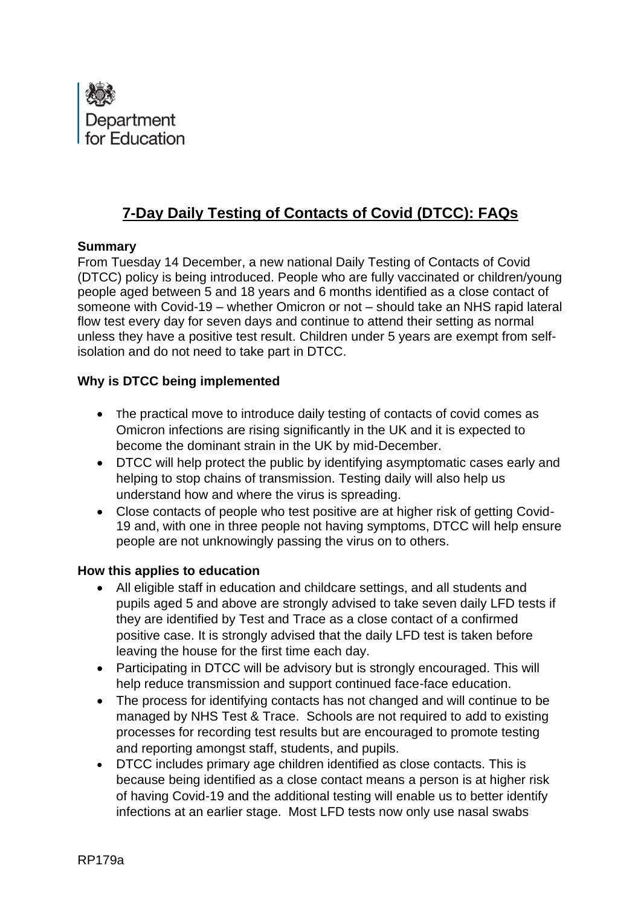Department for Education

# 7-Day Daily Testing of Contacts of Covid (DTCC): FAQs

**Summary**

From Tuesday 14 December, a new national Daily Testing of Contacts of Covid (DTCC) policy is being introduced. People who are fully vaccinated or children/young people aged between 5 and 18 years and 6 months identified as a close contact of someone with Covid-19 – whether Omicron or not – should take an NHS rapid lateral flow test every day for seven days and continue to attend their setting as normal unless they have a positive test result. Children under 5 years are exempt from self-isolation and do not need to take part in DTCC.

**Why is DTCC being implemented**

- The practical move to introduce daily testing of contacts of covid comes as Omicron infections are rising significantly in the UK and it is expected to become the dominant strain in the UK by mid-December.
- DTCC will help protect the public by identifying asymptomatic cases early and helping to stop chains of transmission. Testing daily will also help us understand how and where the virus is spreading.
- Close contacts of people who test positive are at higher risk of getting Covid-19 and, with one in three people not having symptoms, DTCC will help ensure people are not unknowingly passing the virus on to others.

**How this applies to education**

- All eligible staff in education and childcare settings, and all students and pupils aged 5 and above are strongly advised to take seven daily LFD tests if they are identified by Test and Trace as a close contact of a confirmed positive case. It is strongly advised that the daily LFD test is taken before leaving the house for the first time each day.
- Participating in DTCC will be advisory but is strongly encouraged. This will help reduce transmission and support continued face-face education.
- The process for identifying contacts has not changed and will continue to be managed by NHS Test & Trace. Schools are not required to add to existing processes for recording test results but are encouraged to promote testing and reporting amongst staff, students, and pupils.
- DTCC includes primary age children identified as close contacts. This is because being identified as a close contact means a person is at higher risk of having Covid-19 and the additional testing will enable us to better identify infections at an earlier stage. Most LFD tests now only use nasal swabs

RP179a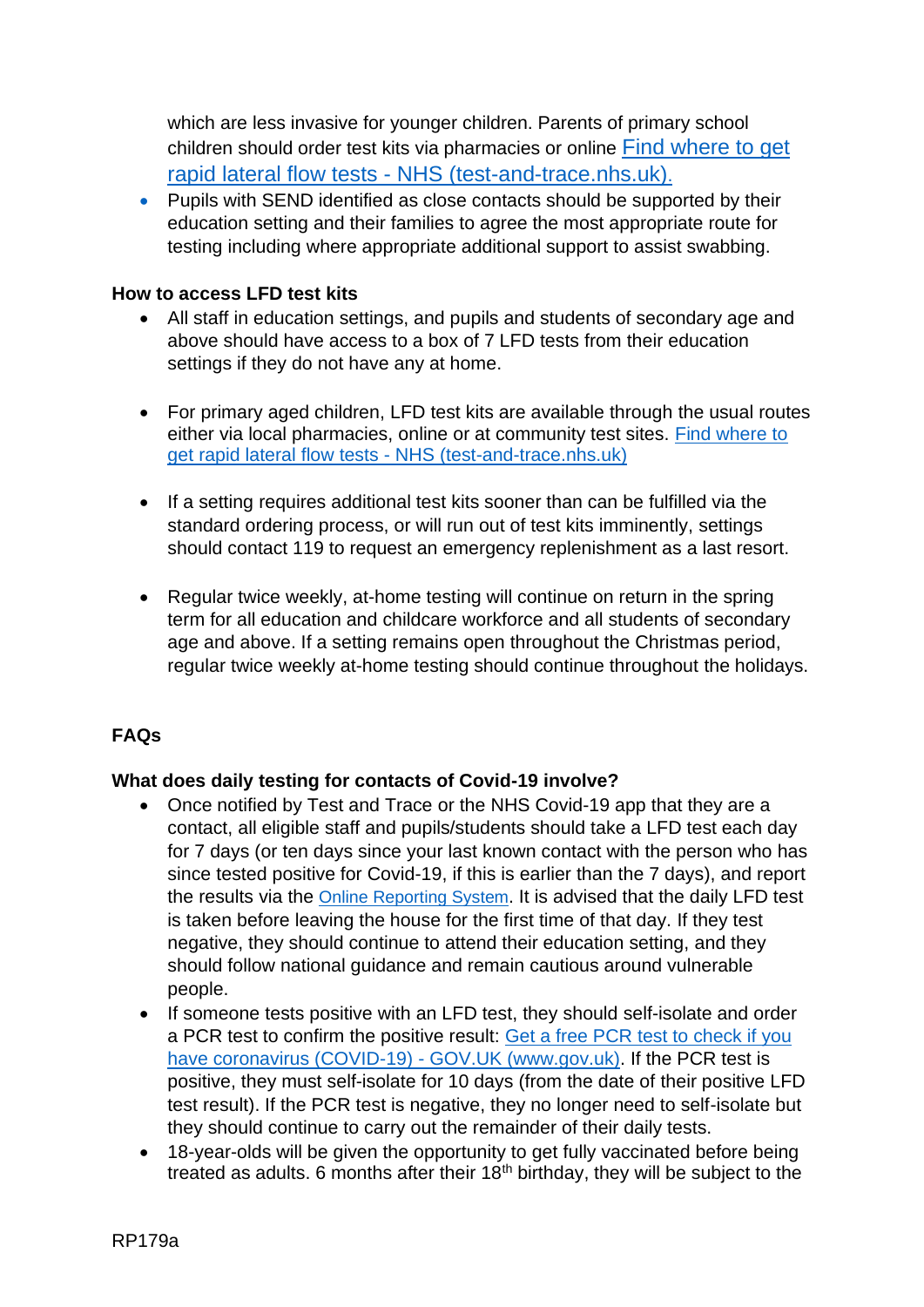which are less invasive for younger children. Parents of primary school children should order test kits via pharmacies or online [Find where to get rapid lateral flow tests - NHS (test-and-trace.nhs.uk).](https://test-and-trace.nhs.uk)

- Pupils with SEND identified as close contacts should be supported by their education setting and their families to agree the most appropriate route for testing including where appropriate additional support to assist swabbing.

**How to access LFD test kits**

- All staff in education settings, and pupils and students of secondary age and above should have access to a box of 7 LFD tests from their education settings if they do not have any at home.

- For primary aged children, LFD test kits are available through the usual routes either via local pharmacies, online or at community test sites. [Find where to get rapid lateral flow tests - NHS (test-and-trace.nhs.uk)](https://test-and-trace.nhs.uk)

- If a setting requires additional test kits sooner than can be fulfilled via the standard ordering process, or will run out of test kits imminently, settings should contact 119 to request an emergency replenishment as a last resort.

- Regular twice weekly, at-home testing will continue on return in the spring term for all education and childcare workforce and all students of secondary age and above. If a setting remains open throughout the Christmas period, regular twice weekly at-home testing should continue throughout the holidays.

**FAQs**

**What does daily testing for contacts of Covid-19 involve?**

- Once notified by Test and Trace or the NHS Covid-19 app that they are a contact, all eligible staff and pupils/students should take a LFD test each day for 7 days (or ten days since your last known contact with the person who has since tested positive for Covid-19, if this is earlier than the 7 days), and report the results via the Online Reporting System. It is advised that the daily LFD test is taken before leaving the house for the first time of that day. If they test negative, they should continue to attend their education setting, and they should follow national guidance and remain cautious around vulnerable people.
- If someone tests positive with an LFD test, they should self-isolate and order a PCR test to confirm the positive result: [Get a free PCR test to check if you have coronavirus (COVID-19) - GOV.UK (www.gov.uk)](https://www.gov.uk). If the PCR test is positive, they must self-isolate for 10 days (from the date of their positive LFD test result). If the PCR test is negative, they no longer need to self-isolate but they should continue to carry out the remainder of their daily tests.
- 18-year-olds will be given the opportunity to get fully vaccinated before being treated as adults. 6 months after their 18th birthday, they will be subject to the

RP179a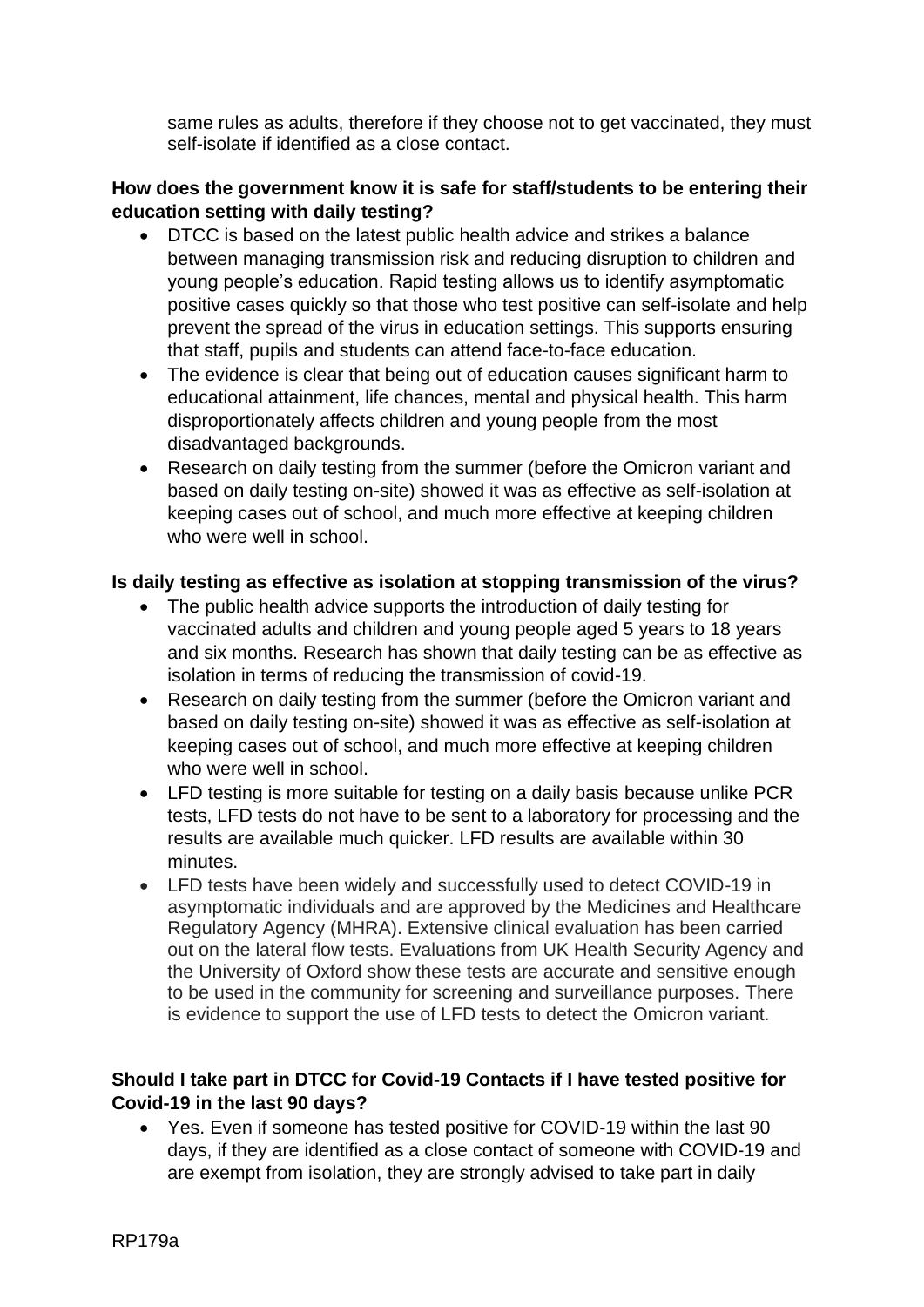same rules as adults, therefore if they choose not to get vaccinated, they must self-isolate if identified as a close contact.

**How does the government know it is safe for staff/students to be entering their education setting with daily testing?**

- DTCC is based on the latest public health advice and strikes a balance between managing transmission risk and reducing disruption to children and young people's education. Rapid testing allows us to identify asymptomatic positive cases quickly so that those who test positive can self-isolate and help prevent the spread of the virus in education settings. This supports ensuring that staff, pupils and students can attend face-to-face education.
- The evidence is clear that being out of education causes significant harm to educational attainment, life chances, mental and physical health. This harm disproportionately affects children and young people from the most disadvantaged backgrounds.
- Research on daily testing from the summer (before the Omicron variant and based on daily testing on-site) showed it was as effective as self-isolation at keeping cases out of school, and much more effective at keeping children who were well in school.

**Is daily testing as effective as isolation at stopping transmission of the virus?**

- The public health advice supports the introduction of daily testing for vaccinated adults and children and young people aged 5 years to 18 years and six months. Research has shown that daily testing can be as effective as isolation in terms of reducing the transmission of covid-19.
- Research on daily testing from the summer (before the Omicron variant and based on daily testing on-site) showed it was as effective as self-isolation at keeping cases out of school, and much more effective at keeping children who were well in school.
- LFD testing is more suitable for testing on a daily basis because unlike PCR tests, LFD tests do not have to be sent to a laboratory for processing and the results are available much quicker. LFD results are available within 30 minutes.
- LFD tests have been widely and successfully used to detect COVID-19 in asymptomatic individuals and are approved by the Medicines and Healthcare Regulatory Agency (MHRA). Extensive clinical evaluation has been carried out on the lateral flow tests. Evaluations from UK Health Security Agency and the University of Oxford show these tests are accurate and sensitive enough to be used in the community for screening and surveillance purposes. There is evidence to support the use of LFD tests to detect the Omicron variant.

**Should I take part in DTCC for Covid-19 Contacts if I have tested positive for Covid-19 in the last 90 days?**

- Yes. Even if someone has tested positive for COVID-19 within the last 90 days, if they are identified as a close contact of someone with COVID-19 and are exempt from isolation, they are strongly advised to take part in daily

RP179a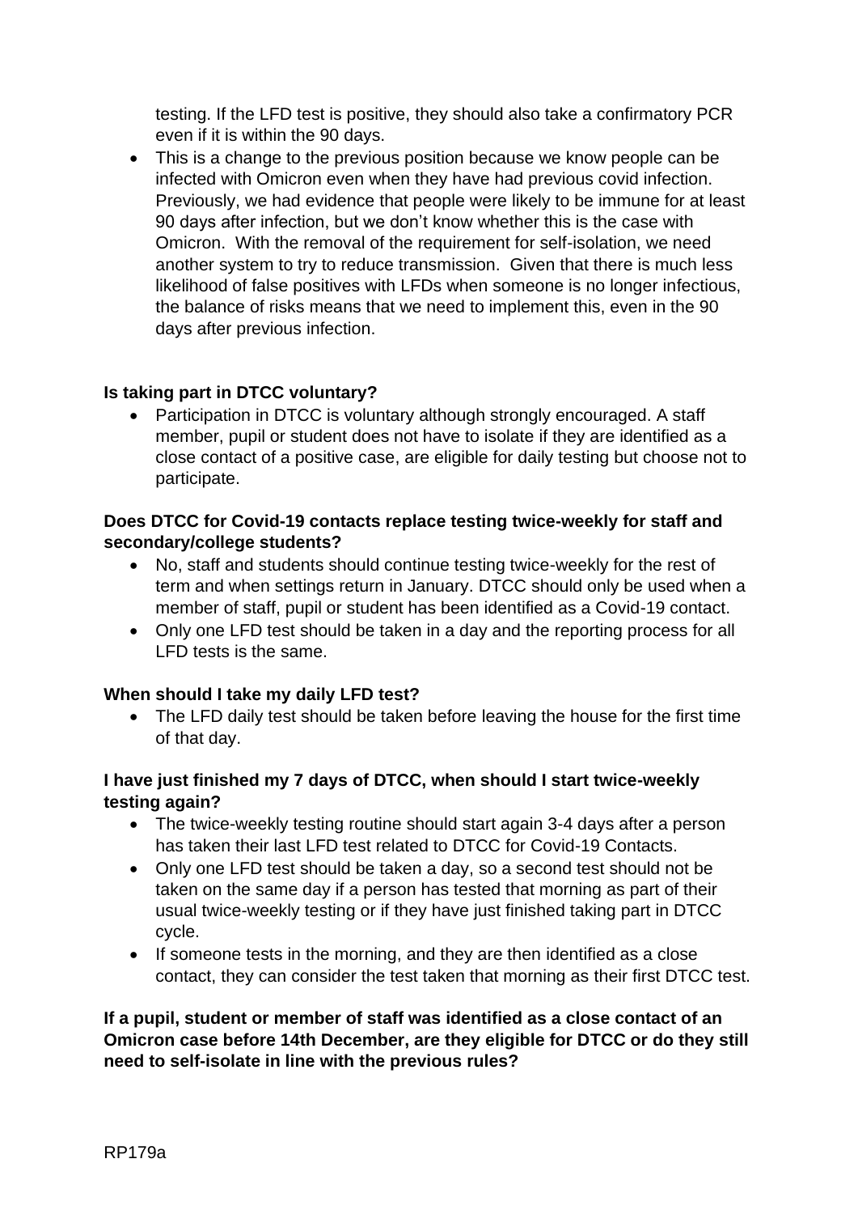testing. If the LFD test is positive, they should also take a confirmatory PCR even if it is within the 90 days.

- This is a change to the previous position because we know people can be infected with Omicron even when they have had previous covid infection. Previously, we had evidence that people were likely to be immune for at least 90 days after infection, but we don't know whether this is the case with Omicron. With the removal of the requirement for self-isolation, we need another system to try to reduce transmission. Given that there is much less likelihood of false positives with LFDs when someone is no longer infectious, the balance of risks means that we need to implement this, even in the 90 days after previous infection.

**Is taking part in DTCC voluntary?**

- Participation in DTCC is voluntary although strongly encouraged. A staff member, pupil or student does not have to isolate if they are identified as a close contact of a positive case, are eligible for daily testing but choose not to participate.

**Does DTCC for Covid-19 contacts replace testing twice-weekly for staff and secondary/college students?**

- No, staff and students should continue testing twice-weekly for the rest of term and when settings return in January. DTCC should only be used when a member of staff, pupil or student has been identified as a Covid-19 contact.
- Only one LFD test should be taken in a day and the reporting process for all LFD tests is the same.

**When should I take my daily LFD test?**

- The LFD daily test should be taken before leaving the house for the first time of that day.

**I have just finished my 7 days of DTCC, when should I start twice-weekly testing again?**

- The twice-weekly testing routine should start again 3-4 days after a person has taken their last LFD test related to DTCC for Covid-19 Contacts.
- Only one LFD test should be taken a day, so a second test should not be taken on the same day if a person has tested that morning as part of their usual twice-weekly testing or if they have just finished taking part in DTCC cycle.
- If someone tests in the morning, and they are then identified as a close contact, they can consider the test taken that morning as their first DTCC test.

**If a pupil, student or member of staff was identified as a close contact of an Omicron case before 14th December, are they eligible for DTCC or do they still need to self-isolate in line with the previous rules?**

RP179a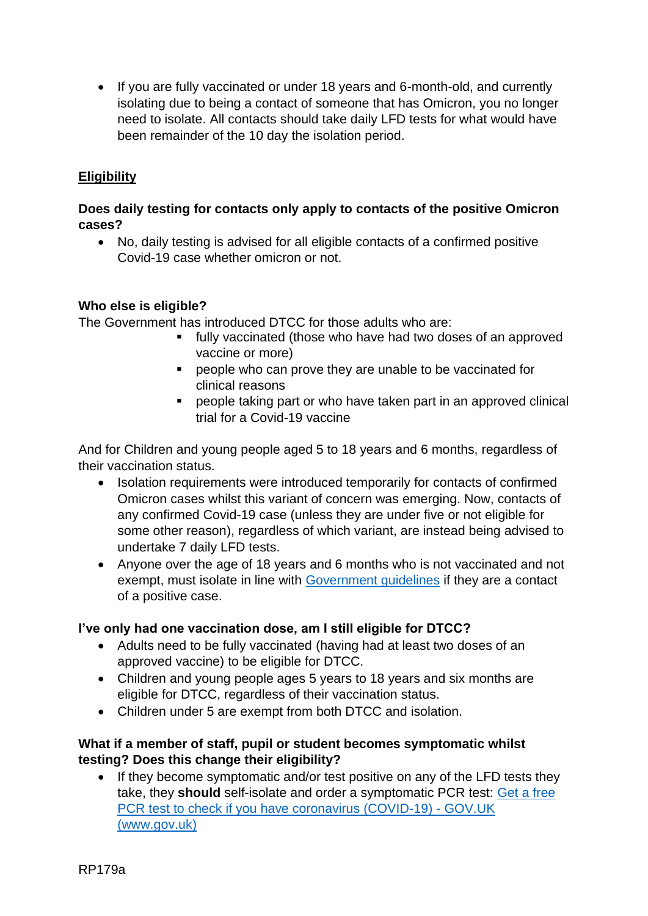- If you are fully vaccinated or under 18 years and 6-month-old, and currently isolating due to being a contact of someone that has Omicron, you no longer need to isolate. All contacts should take daily LFD tests for what would have been remainder of the 10 day the isolation period.

## Eligibility

### Does daily testing for contacts only apply to contacts of the positive Omicron cases?

- No, daily testing is advised for all eligible contacts of a confirmed positive Covid-19 case whether omicron or not.

### Who else is eligible?

The Government has introduced DTCC for those adults who are:

- fully vaccinated (those who have had two doses of an approved vaccine or more)
- people who can prove they are unable to be vaccinated for clinical reasons
- people taking part or who have taken part in an approved clinical trial for a Covid-19 vaccine

And for Children and young people aged 5 to 18 years and 6 months, regardless of their vaccination status.

- Isolation requirements were introduced temporarily for contacts of confirmed Omicron cases whilst this variant of concern was emerging. Now, contacts of any confirmed Covid-19 case (unless they are under five or not eligible for some other reason), regardless of which variant, are instead being advised to undertake 7 daily LFD tests.
- Anyone over the age of 18 years and 6 months who is not vaccinated and not exempt, must isolate in line with Government guidelines if they are a contact of a positive case.

### I've only had one vaccination dose, am I still eligible for DTCC?

- Adults need to be fully vaccinated (having had at least two doses of an approved vaccine) to be eligible for DTCC.
- Children and young people ages 5 years to 18 years and six months are eligible for DTCC, regardless of their vaccination status.
- Children under 5 are exempt from both DTCC and isolation.

### What if a member of staff, pupil or student becomes symptomatic whilst testing? Does this change their eligibility?

- If they become symptomatic and/or test positive on any of the LFD tests they take, they **should** self-isolate and order a symptomatic PCR test: Get a free PCR test to check if you have coronavirus (COVID-19) - GOV.UK (www.gov.uk)

RP179a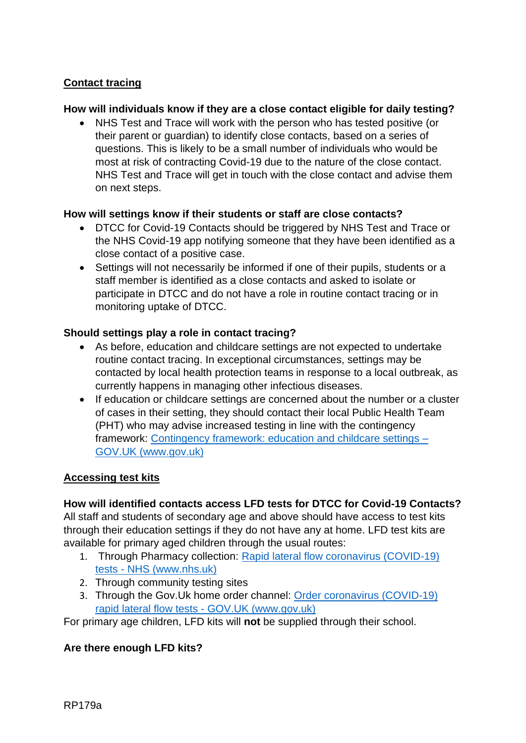## Contact tracing

**How will individuals know if they are a close contact eligible for daily testing?**

- NHS Test and Trace will work with the person who has tested positive (or their parent or guardian) to identify close contacts, based on a series of questions. This is likely to be a small number of individuals who would be most at risk of contracting Covid-19 due to the nature of the close contact. NHS Test and Trace will get in touch with the close contact and advise them on next steps.

**How will settings know if their students or staff are close contacts?**

- DTCC for Covid-19 Contacts should be triggered by NHS Test and Trace or the NHS Covid-19 app notifying someone that they have been identified as a close contact of a positive case.
- Settings will not necessarily be informed if one of their pupils, students or a staff member is identified as a close contacts and asked to isolate or participate in DTCC and do not have a role in routine contact tracing or in monitoring uptake of DTCC.

**Should settings play a role in contact tracing?**

- As before, education and childcare settings are not expected to undertake routine contact tracing. In exceptional circumstances, settings may be contacted by local health protection teams in response to a local outbreak, as currently happens in managing other infectious diseases.
- If education or childcare settings are concerned about the number or a cluster of cases in their setting, they should contact their local Public Health Team (PHT) who may advise increased testing in line with the contingency framework: [Contingency framework: education and childcare settings – GOV.UK (www.gov.uk)]

## Accessing test kits

**How will identified contacts access LFD tests for DTCC for Covid-19 Contacts?**

All staff and students of secondary age and above should have access to test kits through their education settings if they do not have any at home. LFD test kits are available for primary aged children through the usual routes:

1. Through Pharmacy collection: [Rapid lateral flow coronavirus (COVID-19) tests - NHS (www.nhs.uk)]
2. Through community testing sites
3. Through the Gov.Uk home order channel: [Order coronavirus (COVID-19) rapid lateral flow tests - GOV.UK (www.gov.uk)]

For primary age children, LFD kits will **not** be supplied through their school.

**Are there enough LFD kits?**

RP179a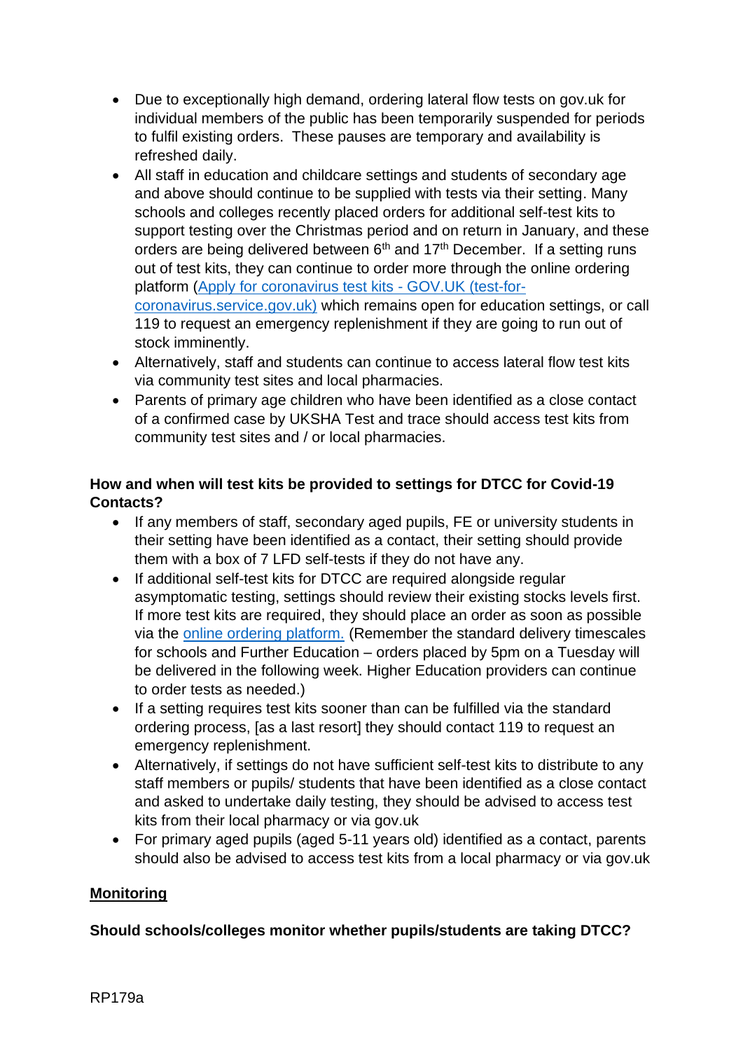- Due to exceptionally high demand, ordering lateral flow tests on gov.uk for individual members of the public has been temporarily suspended for periods to fulfil existing orders. These pauses are temporary and availability is refreshed daily.
- All staff in education and childcare settings and students of secondary age and above should continue to be supplied with tests via their setting. Many schools and colleges recently placed orders for additional self-test kits to support testing over the Christmas period and on return in January, and these orders are being delivered between 6th and 17th December. If a setting runs out of test kits, they can continue to order more through the online ordering platform ([Apply for coronavirus test kits - GOV.UK (test-for-coronavirus.service.gov.uk)](test-for-coronavirus.service.gov.uk) which remains open for education settings, or call 119 to request an emergency replenishment if they are going to run out of stock imminently.
- Alternatively, staff and students can continue to access lateral flow test kits via community test sites and local pharmacies.
- Parents of primary age children who have been identified as a close contact of a confirmed case by UKSHA Test and trace should access test kits from community test sites and / or local pharmacies.

**How and when will test kits be provided to settings for DTCC for Covid-19 Contacts?**

- If any members of staff, secondary aged pupils, FE or university students in their setting have been identified as a contact, their setting should provide them with a box of 7 LFD self-tests if they do not have any.
- If additional self-test kits for DTCC are required alongside regular asymptomatic testing, settings should review their existing stocks levels first. If more test kits are required, they should place an order as soon as possible via the online ordering platform. (Remember the standard delivery timescales for schools and Further Education – orders placed by 5pm on a Tuesday will be delivered in the following week. Higher Education providers can continue to order tests as needed.)
- If a setting requires test kits sooner than can be fulfilled via the standard ordering process, [as a last resort] they should contact 119 to request an emergency replenishment.
- Alternatively, if settings do not have sufficient self-test kits to distribute to any staff members or pupils/ students that have been identified as a close contact and asked to undertake daily testing, they should be advised to access test kits from their local pharmacy or via gov.uk
- For primary aged pupils (aged 5-11 years old) identified as a contact, parents should also be advised to access test kits from a local pharmacy or via gov.uk

## Monitoring

**Should schools/colleges monitor whether pupils/students are taking DTCC?**

RP179a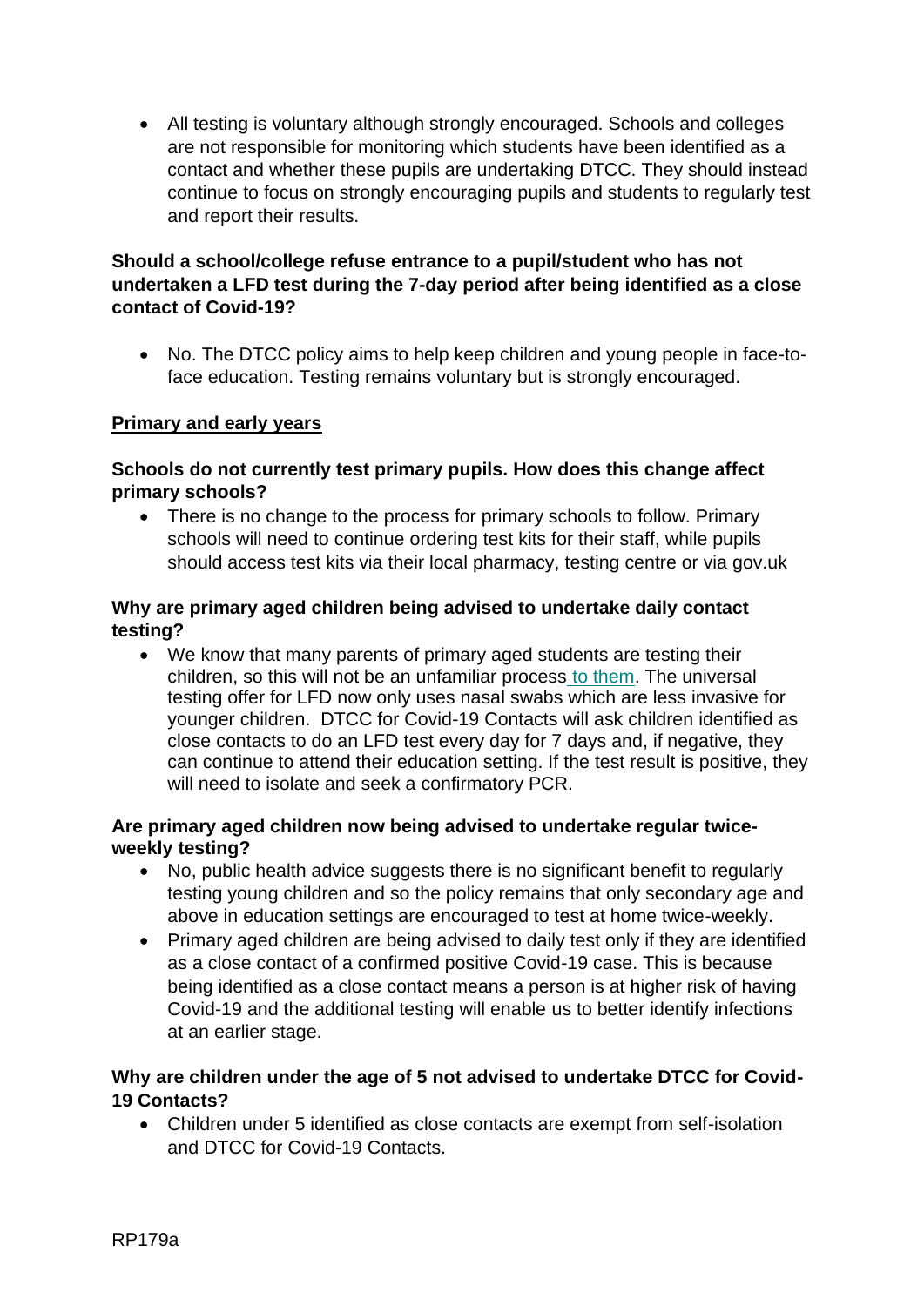- All testing is voluntary although strongly encouraged. Schools and colleges are not responsible for monitoring which students have been identified as a contact and whether these pupils are undertaking DTCC. They should instead continue to focus on strongly encouraging pupils and students to regularly test and report their results.

**Should a school/college refuse entrance to a pupil/student who has not undertaken a LFD test during the 7-day period after being identified as a close contact of Covid-19?**

- No. The DTCC policy aims to help keep children and young people in face-to-face education. Testing remains voluntary but is strongly encouraged.

**<u>Primary and early years</u>**

**Schools do not currently test primary pupils. How does this change affect primary schools?**

- There is no change to the process for primary schools to follow. Primary schools will need to continue ordering test kits for their staff, while pupils should access test kits via their local pharmacy, testing centre or via gov.uk

**Why are primary aged children being advised to undertake daily contact testing?**

- We know that many parents of primary aged students are testing their children, so this will not be an unfamiliar process to them. The universal testing offer for LFD now only uses nasal swabs which are less invasive for younger children. DTCC for Covid-19 Contacts will ask children identified as close contacts to do an LFD test every day for 7 days and, if negative, they can continue to attend their education setting. If the test result is positive, they will need to isolate and seek a confirmatory PCR.

**Are primary aged children now being advised to undertake regular twice-weekly testing?**

- No, public health advice suggests there is no significant benefit to regularly testing young children and so the policy remains that only secondary age and above in education settings are encouraged to test at home twice-weekly.
- Primary aged children are being advised to daily test only if they are identified as a close contact of a confirmed positive Covid-19 case. This is because being identified as a close contact means a person is at higher risk of having Covid-19 and the additional testing will enable us to better identify infections at an earlier stage.

**Why are children under the age of 5 not advised to undertake DTCC for Covid-19 Contacts?**

- Children under 5 identified as close contacts are exempt from self-isolation and DTCC for Covid-19 Contacts.

RP179a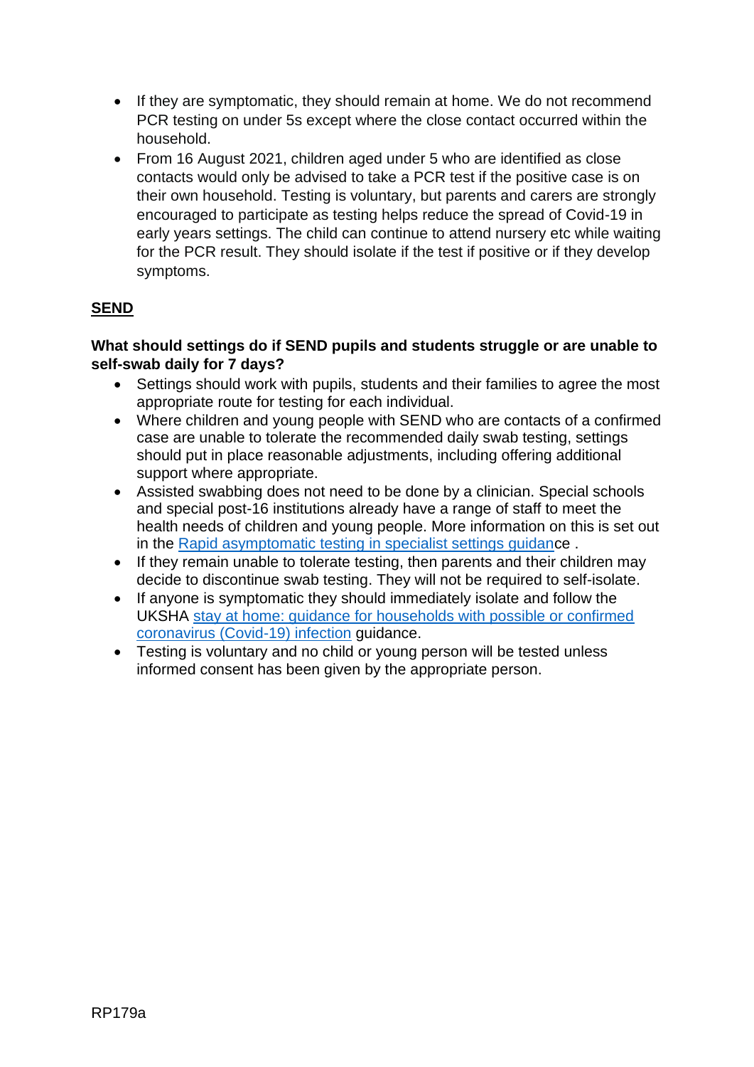- If they are symptomatic, they should remain at home. We do not recommend PCR testing on under 5s except where the close contact occurred within the household.
- From 16 August 2021, children aged under 5 who are identified as close contacts would only be advised to take a PCR test if the positive case is on their own household. Testing is voluntary, but parents and carers are strongly encouraged to participate as testing helps reduce the spread of Covid-19 in early years settings. The child can continue to attend nursery etc while waiting for the PCR result. They should isolate if the test if positive or if they develop symptoms.

## SEND

**What should settings do if SEND pupils and students struggle or are unable to self-swab daily for 7 days?**

- Settings should work with pupils, students and their families to agree the most appropriate route for testing for each individual.
- Where children and young people with SEND who are contacts of a confirmed case are unable to tolerate the recommended daily swab testing, settings should put in place reasonable adjustments, including offering additional support where appropriate.
- Assisted swabbing does not need to be done by a clinician. Special schools and special post-16 institutions already have a range of staff to meet the health needs of children and young people. More information on this is set out in the Rapid asymptomatic testing in specialist settings guidance .
- If they remain unable to tolerate testing, then parents and their children may decide to discontinue swab testing. They will not be required to self-isolate.
- If anyone is symptomatic they should immediately isolate and follow the UKSHA stay at home: guidance for households with possible or confirmed coronavirus (Covid-19) infection guidance.
- Testing is voluntary and no child or young person will be tested unless informed consent has been given by the appropriate person.

RP179a